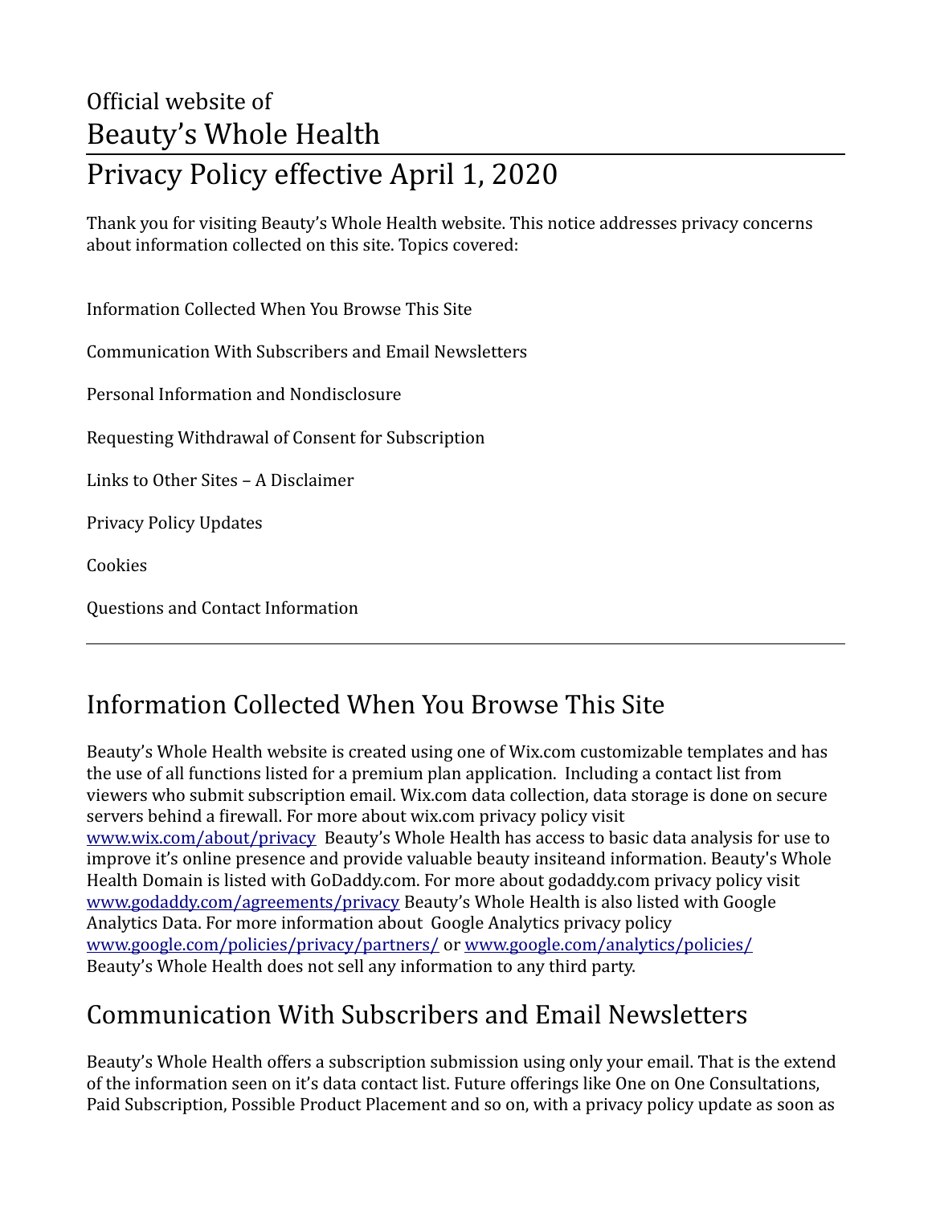Official website of

# Beauty's Whole Health

# Privacy Policy effective April 1, 2020

Thank you for visiting Beauty's Whole Health website. This notice addresses privacy concerns about information collected on this site. Topics covered:

Information Collected When You Browse This Site

Communication With Subscribers and Email Newsletters

Personal Information and Nondisclosure

Requesting Withdrawal of Consent for Subscription

Links to Other Sites – A Disclaimer

Privacy Policy Updates

Cookies

Questions and Contact Information

---

## Information Collected When You Browse This Site

Beauty's Whole Health website is created using one of Wix.com customizable templates and has the use of all functions listed for a premium plan application. Including a contact list from viewers who submit subscription email. Wix.com data collection, data storage is done on secure servers behind a firewall. For more about wix.com privacy policy visit [www.wix.com/about/privacy](www.wix.com/about/privacy) Beauty's Whole Health has access to basic data analysis for use to improve it's online presence and provide valuable beauty insiteand information. Beauty's Whole Health Domain is listed with GoDaddy.com. For more about godaddy.com privacy policy visit [www.godaddy.com/agreements/privacy](www.godaddy.com/agreements/privacy) Beauty's Whole Health is also listed with Google Analytics Data. For more information about Google Analytics privacy policy [www.google.com/policies/privacy/partners/](www.google.com/policies/privacy/partners/) or [www.google.com/analytics/policies/](www.google.com/analytics/policies/) Beauty's Whole Health does not sell any information to any third party.

## Communication With Subscribers and Email Newsletters

Beauty's Whole Health offers a subscription submission using only your email. That is the extend of the information seen on it's data contact list. Future offerings like One on One Consultations, Paid Subscription, Possible Product Placement and so on, with a privacy policy update as soon as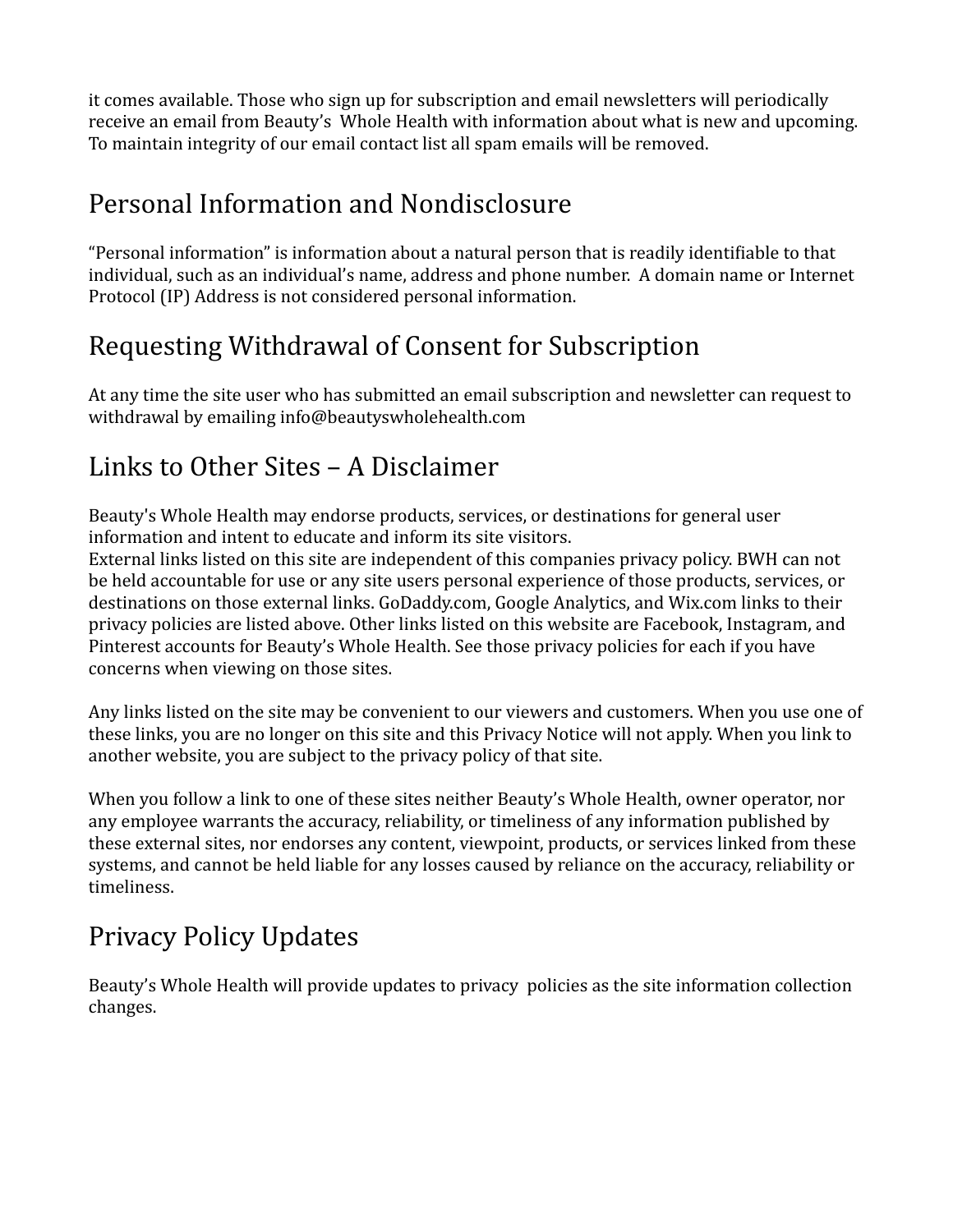it comes available. Those who sign up for subscription and email newsletters will periodically receive an email from Beauty's Whole Health with information about what is new and upcoming. To maintain integrity of our email contact list all spam emails will be removed.

## Personal Information and Nondisclosure

"Personal information" is information about a natural person that is readily identifiable to that individual, such as an individual's name, address and phone number. A domain name or Internet Protocol (IP) Address is not considered personal information.

## Requesting Withdrawal of Consent for Subscription

At any time the site user who has submitted an email subscription and newsletter can request to withdrawal by emailing info@beautyswholehealth.com

## Links to Other Sites – A Disclaimer

Beauty's Whole Health may endorse products, services, or destinations for general user information and intent to educate and inform its site visitors.
External links listed on this site are independent of this companies privacy policy. BWH can not be held accountable for use or any site users personal experience of those products, services, or destinations on those external links. GoDaddy.com, Google Analytics, and Wix.com links to their privacy policies are listed above. Other links listed on this website are Facebook, Instagram, and Pinterest accounts for Beauty's Whole Health. See those privacy policies for each if you have concerns when viewing on those sites.

Any links listed on the site may be convenient to our viewers and customers. When you use one of these links, you are no longer on this site and this Privacy Notice will not apply. When you link to another website, you are subject to the privacy policy of that site.

When you follow a link to one of these sites neither Beauty's Whole Health, owner operator, nor any employee warrants the accuracy, reliability, or timeliness of any information published by these external sites, nor endorses any content, viewpoint, products, or services linked from these systems, and cannot be held liable for any losses caused by reliance on the accuracy, reliability or timeliness.

## Privacy Policy Updates

Beauty's Whole Health will provide updates to privacy policies as the site information collection changes.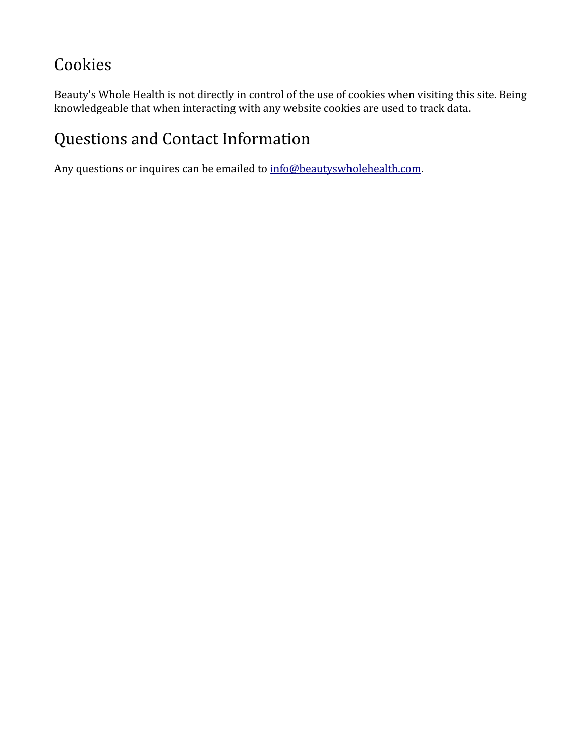## Cookies

Beauty's Whole Health is not directly in control of the use of cookies when visiting this site. Being knowledgeable that when interacting with any website cookies are used to track data.

## Questions and Contact Information

Any questions or inquires can be emailed to info@beautyswholehealth.com.